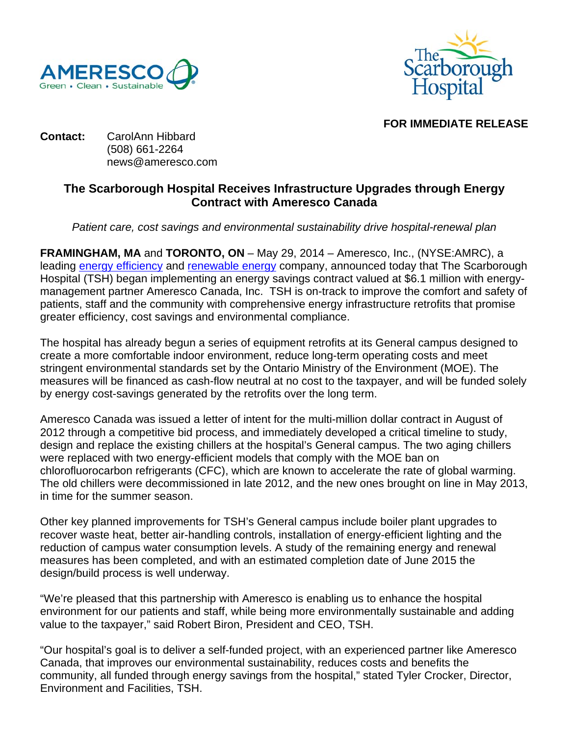**FOR IMMEDIATE RELEASE**

**Contact:** CarolAnn Hibbard
(508) 661-2264
news@ameresco.com

## The Scarborough Hospital Receives Infrastructure Upgrades through Energy Contract with Ameresco Canada

*Patient care, cost savings and environmental sustainability drive hospital-renewal plan*

**FRAMINGHAM, MA** and **TORONTO, ON** – May 29, 2014 – Ameresco, Inc., (NYSE:AMRC), a leading energy efficiency and renewable energy company, announced today that The Scarborough Hospital (TSH) began implementing an energy savings contract valued at $6.1 million with energy-management partner Ameresco Canada, Inc. TSH is on-track to improve the comfort and safety of patients, staff and the community with comprehensive energy infrastructure retrofits that promise greater efficiency, cost savings and environmental compliance.

The hospital has already begun a series of equipment retrofits at its General campus designed to create a more comfortable indoor environment, reduce long-term operating costs and meet stringent environmental standards set by the Ontario Ministry of the Environment (MOE). The measures will be financed as cash-flow neutral at no cost to the taxpayer, and will be funded solely by energy cost-savings generated by the retrofits over the long term.

Ameresco Canada was issued a letter of intent for the multi-million dollar contract in August of 2012 through a competitive bid process, and immediately developed a critical timeline to study, design and replace the existing chillers at the hospital's General campus. The two aging chillers were replaced with two energy-efficient models that comply with the MOE ban on chlorofluorocarbon refrigerants (CFC), which are known to accelerate the rate of global warming. The old chillers were decommissioned in late 2012, and the new ones brought on line in May 2013, in time for the summer season.

Other key planned improvements for TSH's General campus include boiler plant upgrades to recover waste heat, better air-handling controls, installation of energy-efficient lighting and the reduction of campus water consumption levels. A study of the remaining energy and renewal measures has been completed, and with an estimated completion date of June 2015 the design/build process is well underway.

"We're pleased that this partnership with Ameresco is enabling us to enhance the hospital environment for our patients and staff, while being more environmentally sustainable and adding value to the taxpayer," said Robert Biron, President and CEO, TSH.

"Our hospital's goal is to deliver a self-funded project, with an experienced partner like Ameresco Canada, that improves our environmental sustainability, reduces costs and benefits the community, all funded through energy savings from the hospital," stated Tyler Crocker, Director, Environment and Facilities, TSH.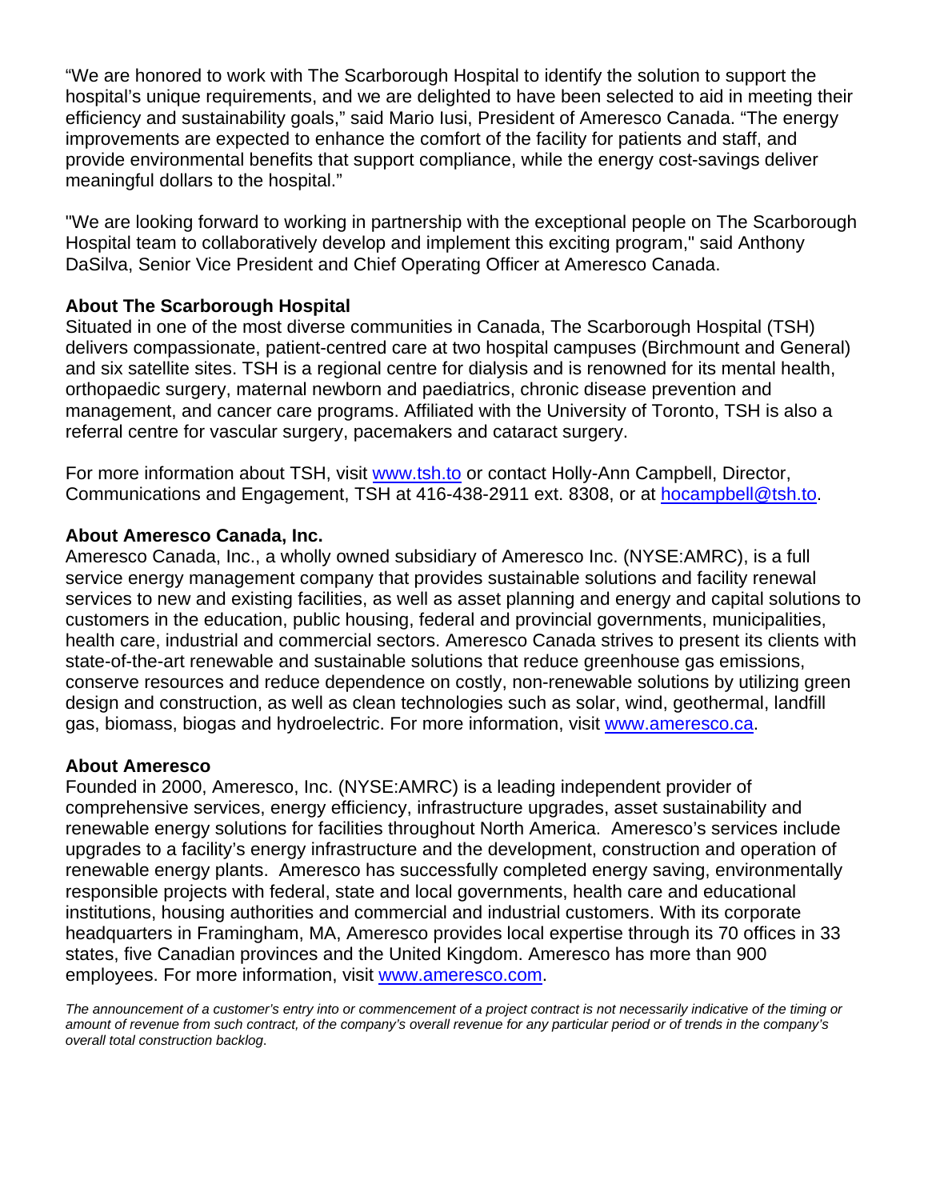"We are honored to work with The Scarborough Hospital to identify the solution to support the hospital's unique requirements, and we are delighted to have been selected to aid in meeting their efficiency and sustainability goals," said Mario Iusi, President of Ameresco Canada. "The energy improvements are expected to enhance the comfort of the facility for patients and staff, and provide environmental benefits that support compliance, while the energy cost-savings deliver meaningful dollars to the hospital."

"We are looking forward to working in partnership with the exceptional people on The Scarborough Hospital team to collaboratively develop and implement this exciting program," said Anthony DaSilva, Senior Vice President and Chief Operating Officer at Ameresco Canada.

**About The Scarborough Hospital**
Situated in one of the most diverse communities in Canada, The Scarborough Hospital (TSH) delivers compassionate, patient-centred care at two hospital campuses (Birchmount and General) and six satellite sites. TSH is a regional centre for dialysis and is renowned for its mental health, orthopaedic surgery, maternal newborn and paediatrics, chronic disease prevention and management, and cancer care programs. Affiliated with the University of Toronto, TSH is also a referral centre for vascular surgery, pacemakers and cataract surgery.

For more information about TSH, visit [www.tsh.to](http://www.tsh.to) or contact Holly-Ann Campbell, Director, Communications and Engagement, TSH at 416-438-2911 ext. 8308, or at [hocampbell@tsh.to](mailto:hocampbell@tsh.to).

**About Ameresco Canada, Inc.**
Ameresco Canada, Inc., a wholly owned subsidiary of Ameresco Inc. (NYSE:AMRC), is a full service energy management company that provides sustainable solutions and facility renewal services to new and existing facilities, as well as asset planning and energy and capital solutions to customers in the education, public housing, federal and provincial governments, municipalities, health care, industrial and commercial sectors. Ameresco Canada strives to present its clients with state-of-the-art renewable and sustainable solutions that reduce greenhouse gas emissions, conserve resources and reduce dependence on costly, non-renewable solutions by utilizing green design and construction, as well as clean technologies such as solar, wind, geothermal, landfill gas, biomass, biogas and hydroelectric. For more information, visit [www.ameresco.ca](http://www.ameresco.ca).

**About Ameresco**
Founded in 2000, Ameresco, Inc. (NYSE:AMRC) is a leading independent provider of comprehensive services, energy efficiency, infrastructure upgrades, asset sustainability and renewable energy solutions for facilities throughout North America. Ameresco's services include upgrades to a facility's energy infrastructure and the development, construction and operation of renewable energy plants. Ameresco has successfully completed energy saving, environmentally responsible projects with federal, state and local governments, health care and educational institutions, housing authorities and commercial and industrial customers. With its corporate headquarters in Framingham, MA, Ameresco provides local expertise through its 70 offices in 33 states, five Canadian provinces and the United Kingdom. Ameresco has more than 900 employees. For more information, visit [www.ameresco.com](http://www.ameresco.com).

*The announcement of a customer's entry into or commencement of a project contract is not necessarily indicative of the timing or amount of revenue from such contract, of the company's overall revenue for any particular period or of trends in the company's overall total construction backlog.*